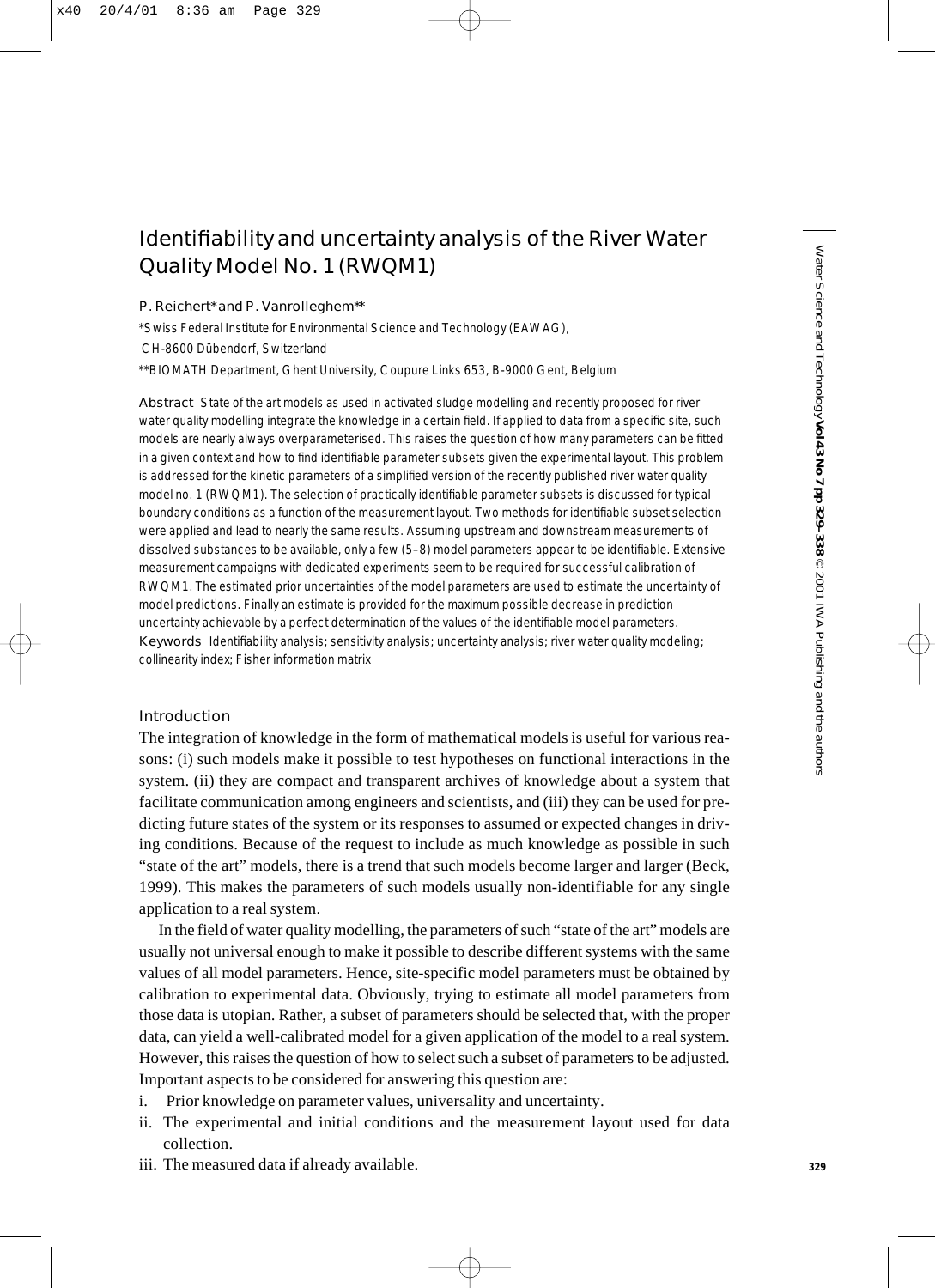# Identifiability and uncertainty analysis of the River Water Quality Model No. 1 (RWQM1)

**P. Reichert* and P. Vanrolleghem****

*Swiss Federal Institute for Environmental Science and Technology (EAWAG), CH-8600 Dübendorf, Switzerland

**BIOMATH Department, Ghent University, Coupure Links 653, B-9000 Gent, Belgium

**Abstract** State of the art models as used in activated sludge modelling and recently proposed for river water quality modelling integrate the knowledge in a certain field. If applied to data from a specific site, such models are nearly always overparameterised. This raises the question of how many parameters can be fitted in a given context and how to find identifiable parameter subsets given the experimental layout. This problem is addressed for the kinetic parameters of a simplified version of the recently published river water quality model no. 1 (RWQM1). The selection of practically identifiable parameter subsets is discussed for typical boundary conditions as a function of the measurement layout. Two methods for identifiable subset selection were applied and lead to nearly the same results. Assuming upstream and downstream measurements of dissolved substances to be available, only a few (5–8) model parameters appear to be identifiable. Extensive measurement campaigns with dedicated experiments seem to be required for successful calibration of RWQM1. The estimated prior uncertainties of the model parameters are used to estimate the uncertainty of model predictions. Finally an estimate is provided for the maximum possible decrease in prediction uncertainty achievable by a perfect determination of the values of the identifiable model parameters.

**Keywords** Identifiability analysis; sensitivity analysis; uncertainty analysis; river water quality modeling; collinearity index; Fisher information matrix

## Introduction

The integration of knowledge in the form of mathematical models is useful for various reasons: (i) such models make it possible to test hypotheses on functional interactions in the system. (ii) they are compact and transparent archives of knowledge about a system that facilitate communication among engineers and scientists, and (iii) they can be used for predicting future states of the system or its responses to assumed or expected changes in driving conditions. Because of the request to include as much knowledge as possible in such "state of the art" models, there is a trend that such models become larger and larger (Beck, 1999). This makes the parameters of such models usually non-identifiable for any single application to a real system.

In the field of water quality modelling, the parameters of such "state of the art" models are usually not universal enough to make it possible to describe different systems with the same values of all model parameters. Hence, site-specific model parameters must be obtained by calibration to experimental data. Obviously, trying to estimate all model parameters from those data is utopian. Rather, a subset of parameters should be selected that, with the proper data, can yield a well-calibrated model for a given application of the model to a real system. However, this raises the question of how to select such a subset of parameters to be adjusted. Important aspects to be considered for answering this question are:

i. Prior knowledge on parameter values, universality and uncertainty.
ii. The experimental and initial conditions and the measurement layout used for data collection.
iii. The measured data if already available.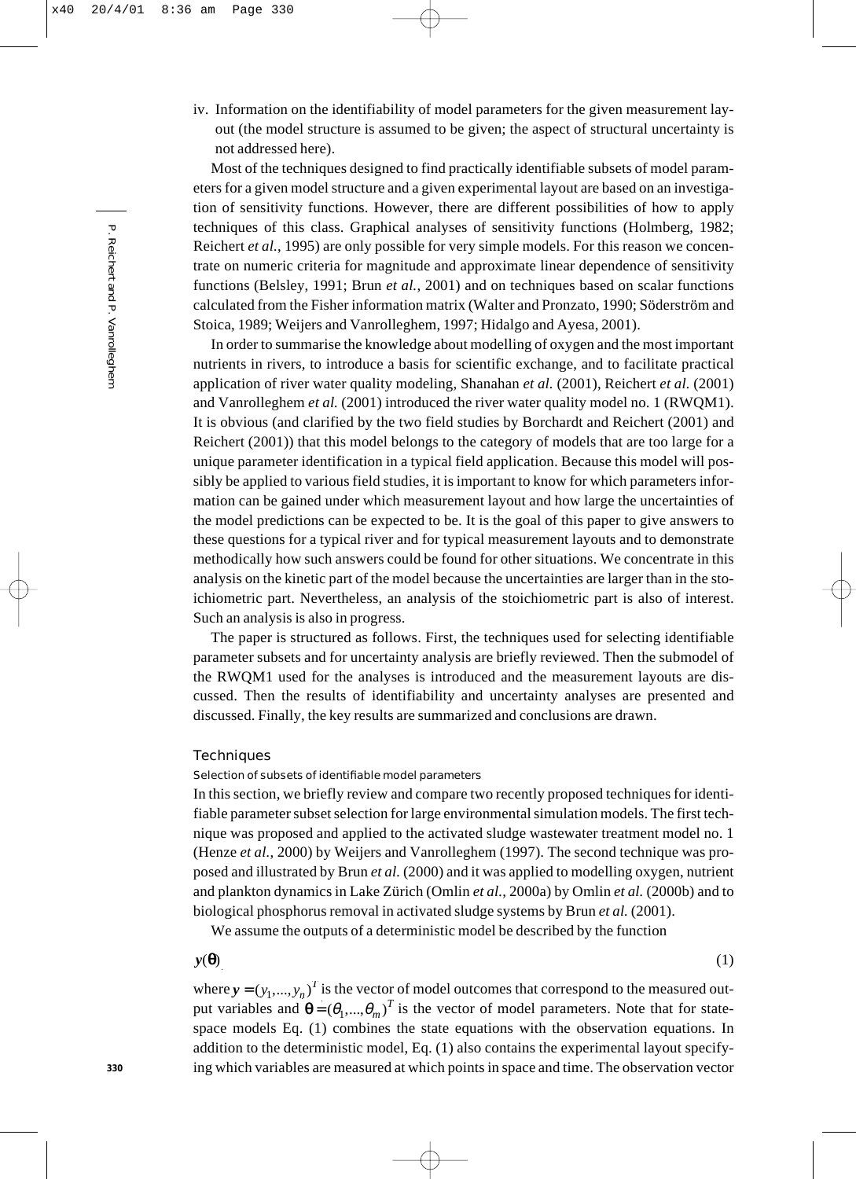iv. Information on the identifiability of model parameters for the given measurement layout (the model structure is assumed to be given; the aspect of structural uncertainty is not addressed here).

Most of the techniques designed to find practically identifiable subsets of model parameters for a given model structure and a given experimental layout are based on an investigation of sensitivity functions. However, there are different possibilities of how to apply techniques of this class. Graphical analyses of sensitivity functions (Holmberg, 1982; Reichert *et al.*, 1995) are only possible for very simple models. For this reason we concentrate on numeric criteria for magnitude and approximate linear dependence of sensitivity functions (Belsley, 1991; Brun *et al.*, 2001) and on techniques based on scalar functions calculated from the Fisher information matrix (Walter and Pronzato, 1990; Söderström and Stoica, 1989; Weijers and Vanrolleghem, 1997; Hidalgo and Ayesa, 2001).

In order to summarise the knowledge about modelling of oxygen and the most important nutrients in rivers, to introduce a basis for scientific exchange, and to facilitate practical application of river water quality modeling, Shanahan *et al.* (2001), Reichert *et al.* (2001) and Vanrolleghem *et al.* (2001) introduced the river water quality model no. 1 (RWQM1). It is obvious (and clarified by the two field studies by Borchardt and Reichert (2001) and Reichert (2001)) that this model belongs to the category of models that are too large for a unique parameter identification in a typical field application. Because this model will possibly be applied to various field studies, it is important to know for which parameters information can be gained under which measurement layout and how large the uncertainties of the model predictions can be expected to be. It is the goal of this paper to give answers to these questions for a typical river and for typical measurement layouts and to demonstrate methodically how such answers could be found for other situations. We concentrate in this analysis on the kinetic part of the model because the uncertainties are larger than in the stoichiometric part. Nevertheless, an analysis of the stoichiometric part is also of interest. Such an analysis is also in progress.

The paper is structured as follows. First, the techniques used for selecting identifiable parameter subsets and for uncertainty analysis are briefly reviewed. Then the submodel of the RWQM1 used for the analyses is introduced and the measurement layouts are discussed. Then the results of identifiability and uncertainty analyses are presented and discussed. Finally, the key results are summarized and conclusions are drawn.

## Techniques

### Selection of subsets of identifiable model parameters

In this section, we briefly review and compare two recently proposed techniques for identifiable parameter subset selection for large environmental simulation models. The first technique was proposed and applied to the activated sludge wastewater treatment model no. 1 (Henze *et al.*, 2000) by Weijers and Vanrolleghem (1997). The second technique was proposed and illustrated by Brun *et al.* (2000) and it was applied to modelling oxygen, nutrient and plankton dynamics in Lake Zürich (Omlin *et al.*, 2000a) by Omlin *et al.* (2000b) and to biological phosphorus removal in activated sludge systems by Brun *et al.* (2001).

We assume the outputs of a deterministic model be described by the function

$$\mathbf{y}(\boldsymbol{\theta}) \tag{1}$$

where $\mathbf{y} = (y_1, \ldots, y_n)^T$ is the vector of model outcomes that correspond to the measured output variables and $\boldsymbol{\theta} = (\theta_1, \ldots, \theta_m)^T$ is the vector of model parameters. Note that for state-space models Eq. (1) combines the state equations with the observation equations. In addition to the deterministic model, Eq. (1) also contains the experimental layout specifying which variables are measured at which points in space and time. The observation vector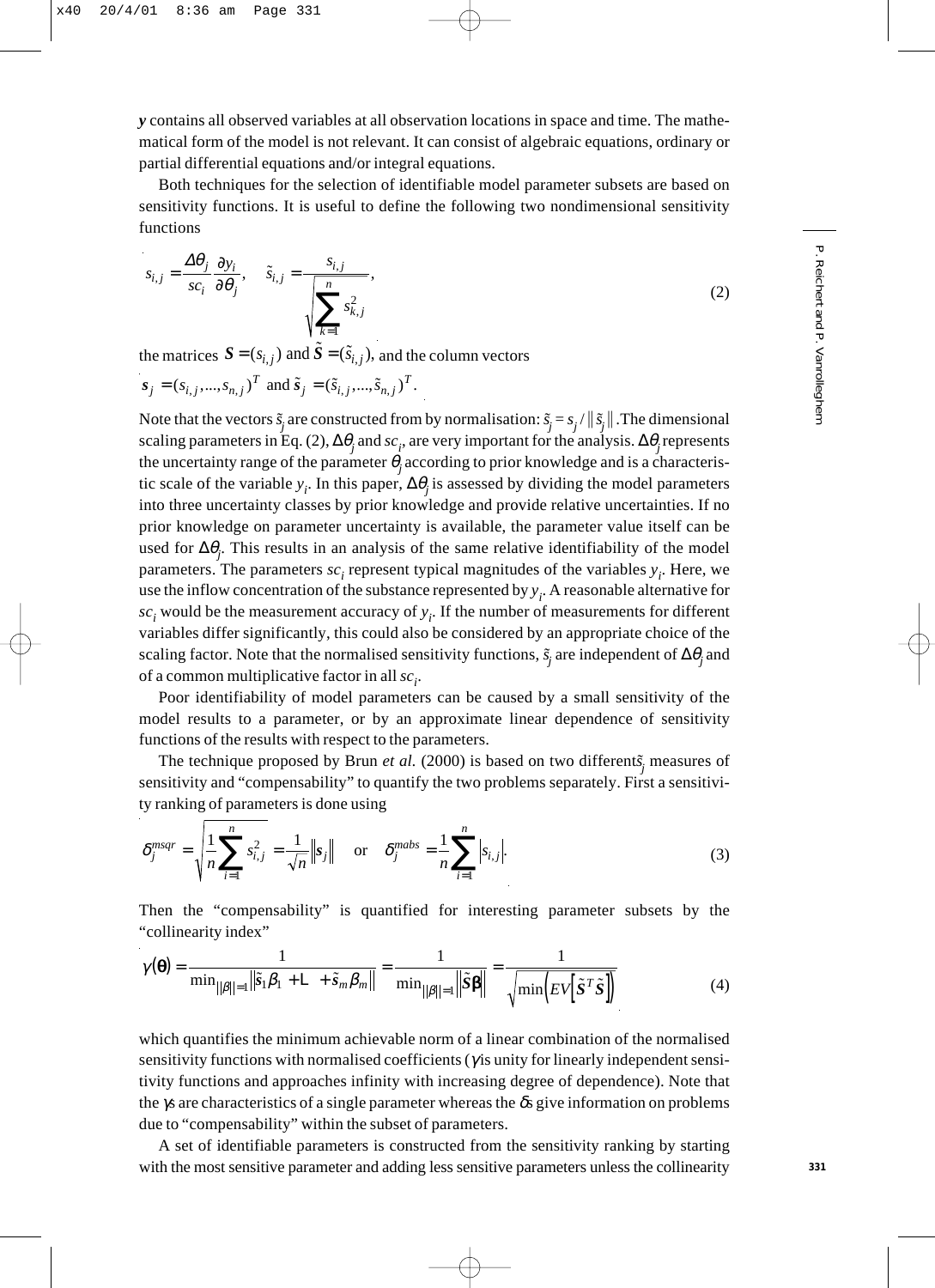$\boldsymbol{y}$ contains all observed variables at all observation locations in space and time. The mathematical form of the model is not relevant. It can consist of algebraic equations, ordinary or partial differential equations and/or integral equations.

Both techniques for the selection of identifiable model parameter subsets are based on sensitivity functions. It is useful to define the following two nondimensional sensitivity functions

$$s_{i,j} = \frac{\Delta\theta_j}{sc_i}\frac{\partial y_i}{\partial\theta_j}, \quad \tilde{s}_{i,j} = \frac{s_{i,j}}{\sqrt{\sum_{k=1}^{n} s_{k,j}^2}}, \tag{2}$$

the matrices $\boldsymbol{S} = (s_{i,j})$ and $\tilde{\boldsymbol{S}} = (\tilde{s}_{i,j})$, and the column vectors

$\boldsymbol{s}_j = (s_{i,j},...,s_{n,j})^T$ and $\tilde{\boldsymbol{s}}_j = (\tilde{s}_{i,j},...,\tilde{s}_{n,j})^T$.

Note that the vectors $\tilde{s}_j$ are constructed from by normalisation: $\tilde{s}_j = s_j / \| \tilde{s}_j \|$. The dimensional scaling parameters in Eq. (2), $\Delta\theta_j$ and $sc_i$, are very important for the analysis. $\Delta\theta_j$ represents the uncertainty range of the parameter $\theta_j$ according to prior knowledge and is a characteristic scale of the variable $y_i$. In this paper, $\Delta\theta_j$ is assessed by dividing the model parameters into three uncertainty classes by prior knowledge and provide relative uncertainties. If no prior knowledge on parameter uncertainty is available, the parameter value itself can be used for $\Delta\theta_j$. This results in an analysis of the same relative identifiability of the model parameters. The parameters $sc_i$ represent typical magnitudes of the variables $y_i$. Here, we use the inflow concentration of the substance represented by $y_i$. A reasonable alternative for $sc_i$ would be the measurement accuracy of $y_i$. If the number of measurements for different variables differ significantly, this could also be considered by an appropriate choice of the scaling factor. Note that the normalised sensitivity functions, $\tilde{s}_j$ are independent of $\Delta\theta_j$ and of a common multiplicative factor in all $sc_i$.

Poor identifiability of model parameters can be caused by a small sensitivity of the model results to a parameter, or by an approximate linear dependence of sensitivity functions of the results with respect to the parameters.

The technique proposed by Brun *et al.* (2000) is based on two different $\tilde{s}_j$ measures of sensitivity and "compensability" to quantify the two problems separately. First a sensitivity ranking of parameters is done using

$$\delta_j^{msqr} = \sqrt{\frac{1}{n}\sum_{i=1}^{n} s_{i,j}^2} = \frac{1}{\sqrt{n}}\left\|\boldsymbol{s}_j\right\| \quad \text{or} \quad \delta_j^{mabs} = \frac{1}{n}\sum_{i=1}^{n}\left|s_{i,j}\right|. \tag{3}$$

Then the "compensability" is quantified for interesting parameter subsets by the "collinearity index"

$$\gamma(\boldsymbol{\theta}) = \frac{1}{\min_{\|\beta\|=1}\left\|\tilde{s}_1\beta_1 + \ldots + \tilde{s}_m\beta_m\right\|} = \frac{1}{\min_{\|\beta\|=1}\left\|\tilde{\boldsymbol{S}}\boldsymbol{\beta}\right\|} = \frac{1}{\sqrt{\min\left(EV\left[\tilde{\boldsymbol{S}}^T\tilde{\boldsymbol{S}}\right]\right)}} \tag{4}$$

which quantifies the minimum achievable norm of a linear combination of the normalised sensitivity functions with normalised coefficients ($\gamma$ is unity for linearly independent sensitivity functions and approaches infinity with increasing degree of dependence). Note that the $\gamma$s are characteristics of a single parameter whereas the $\delta$s give information on problems due to "compensability" within the subset of parameters.

A set of identifiable parameters is constructed from the sensitivity ranking by starting with the most sensitive parameter and adding less sensitive parameters unless the collinearity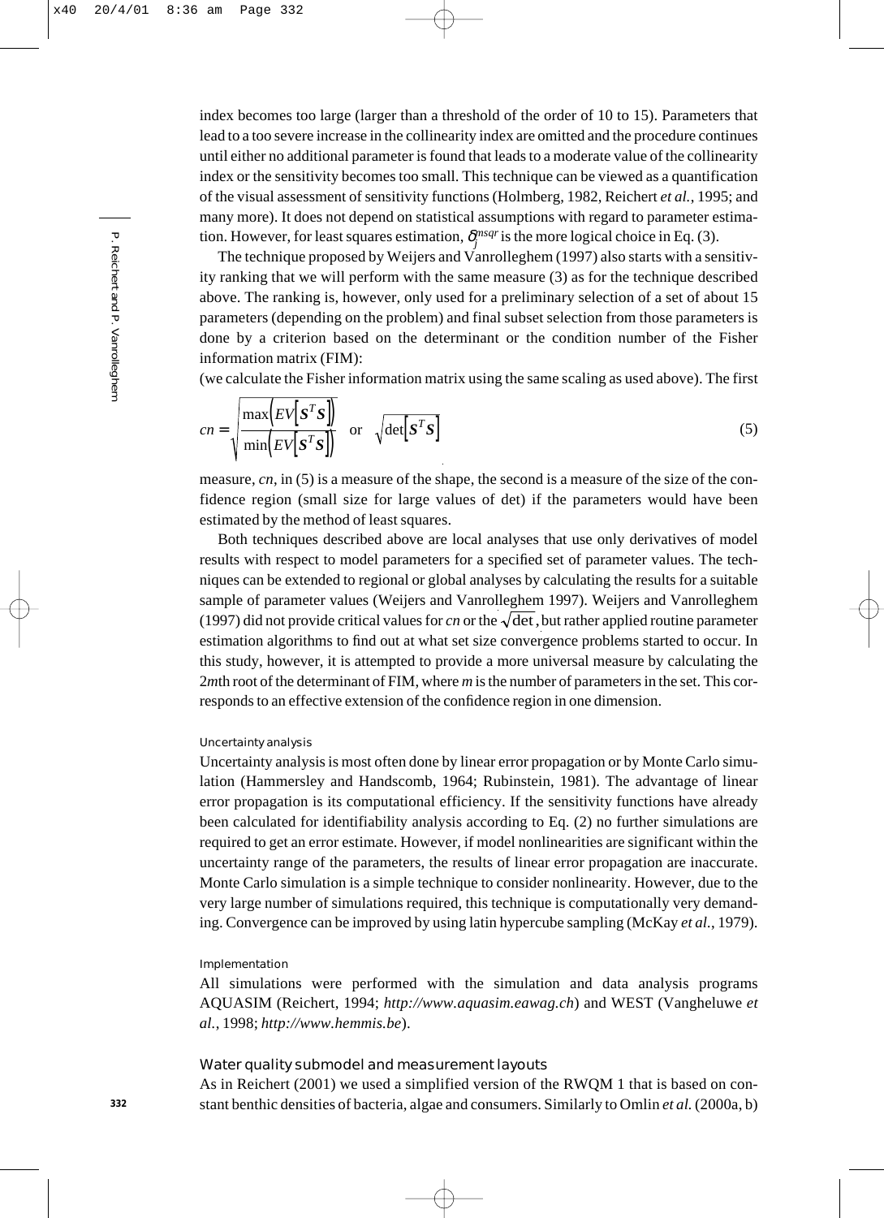index becomes too large (larger than a threshold of the order of 10 to 15). Parameters that lead to a too severe increase in the collinearity index are omitted and the procedure continues until either no additional parameter is found that leads to a moderate value of the collinearity index or the sensitivity becomes too small. This technique can be viewed as a quantification of the visual assessment of sensitivity functions (Holmberg, 1982, Reichert *et al.*, 1995; and many more). It does not depend on statistical assumptions with regard to parameter estimation. However, for least squares estimation, $\delta_j^{msqr}$ is the more logical choice in Eq. (3).

The technique proposed by Weijers and Vanrolleghem (1997) also starts with a sensitivity ranking that we will perform with the same measure (3) as for the technique described above. The ranking is, however, only used for a preliminary selection of a set of about 15 parameters (depending on the problem) and final subset selection from those parameters is done by a criterion based on the determinant or the condition number of the Fisher information matrix (FIM):

(we calculate the Fisher information matrix using the same scaling as used above). The first

$$cn = \sqrt{\frac{\max\left(EV\left[\boldsymbol{S}^T\boldsymbol{S}\right]\right)}{\min\left(EV\left[\boldsymbol{S}^T\boldsymbol{S}\right]\right)}} \quad \text{or} \quad \sqrt{\det\left[\boldsymbol{S}^T\boldsymbol{S}\right]} \tag{5}$$

measure, *cn*, in (5) is a measure of the shape, the second is a measure of the size of the confidence region (small size for large values of det) if the parameters would have been estimated by the method of least squares.

Both techniques described above are local analyses that use only derivatives of model results with respect to model parameters for a specified set of parameter values. The techniques can be extended to regional or global analyses by calculating the results for a suitable sample of parameter values (Weijers and Vanrolleghem 1997). Weijers and Vanrolleghem (1997) did not provide critical values for *cn* or the $\sqrt{\det}$, but rather applied routine parameter estimation algorithms to find out at what set size convergence problems started to occur. In this study, however, it is attempted to provide a more universal measure by calculating the 2*m*th root of the determinant of FIM, where *m* is the number of parameters in the set. This corresponds to an effective extension of the confidence region in one dimension.

#### Uncertainty analysis

Uncertainty analysis is most often done by linear error propagation or by Monte Carlo simulation (Hammersley and Handscomb, 1964; Rubinstein, 1981). The advantage of linear error propagation is its computational efficiency. If the sensitivity functions have already been calculated for identifiability analysis according to Eq. (2) no further simulations are required to get an error estimate. However, if model nonlinearities are significant within the uncertainty range of the parameters, the results of linear error propagation are inaccurate. Monte Carlo simulation is a simple technique to consider nonlinearity. However, due to the very large number of simulations required, this technique is computationally very demanding. Convergence can be improved by using latin hypercube sampling (McKay *et al.*, 1979).

#### Implementation

All simulations were performed with the simulation and data analysis programs AQUASIM (Reichert, 1994; *http://www.aquasim.eawag.ch*) and WEST (Vangheluwe *et al.*, 1998; *http://www.hemmis.be*).

### Water quality submodel and measurement layouts

As in Reichert (2001) we used a simplified version of the RWQM 1 that is based on constant benthic densities of bacteria, algae and consumers. Similarly to Omlin *et al.* (2000a, b)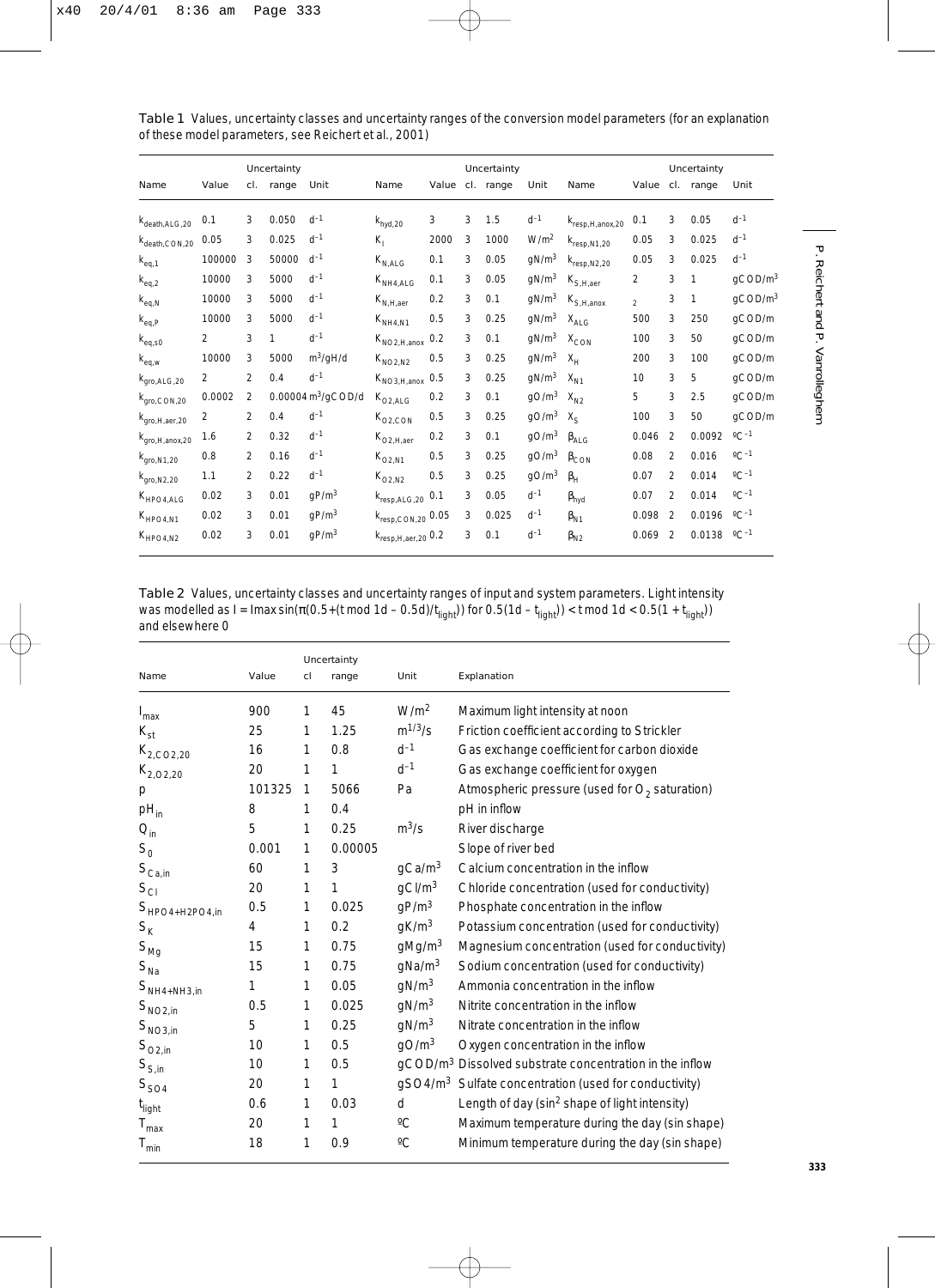**Table 1** Values, uncertainty classes and uncertainty ranges of the conversion model parameters (for an explanation of these model parameters, see Reichert et al., 2001)

| Name | Value | Uncertainty cl. | Uncertainty range | Unit | Name | Value | Uncertainty cl. | Uncertainty range | Unit | Name | Value | Uncertainty cl. | Uncertainty range | Unit |
|---|---|---|---|---|---|---|---|---|---|---|---|---|---|---|
| $k_{death,ALG,20}$ | 0.1 | 3 | 0.050 | $d^{-1}$ | $k_{hyd,20}$ | 3 | 3 | 1.5 | $d^{-1}$ | $k_{resp,H,anox,20}$ | 0.1 | 3 | 0.05 | $d^{-1}$ |
| $k_{death,CON,20}$ | 0.05 | 3 | 0.025 | $d^{-1}$ | $K_I$ | 2000 | 3 | 1000 | $W/m^2$ | $k_{resp,N1,20}$ | 0.05 | 3 | 0.025 | $d^{-1}$ |
| $k_{eq,1}$ | 100000 | 3 | 50000 | $d^{-1}$ | $K_{N,ALG}$ | 0.1 | 3 | 0.05 | $gN/m^3$ | $k_{resp,N2,20}$ | 0.05 | 3 | 0.025 | $d^{-1}$ |
| $k_{eq,2}$ | 10000 | 3 | 5000 | $d^{-1}$ | $K_{NH4,ALG}$ | 0.1 | 3 | 0.05 | $gN/m^3$ | $K_{S,H,aer}$ | 2 | 3 | 1 | $gCOD/m^3$ |
| $k_{eq,N}$ | 10000 | 3 | 5000 | $d^{-1}$ | $K_{N,H,aer}$ | 0.2 | 3 | 0.1 | $gN/m^3$ | $K_{S,H,anox}$ | 2 | 3 | 1 | $gCOD/m^3$ |
| $k_{eq,P}$ | 10000 | 3 | 5000 | $d^{-1}$ | $K_{NH4,N1}$ | 0.5 | 3 | 0.25 | $gN/m^3$ | $X_{ALG}$ | 500 | 3 | 250 | gCOD/m |
| $k_{eq,s0}$ | 2 | 3 | 1 | $d^{-1}$ | $K_{NO2,H,anox}$ | 0.2 | 3 | 0.1 | $gN/m^3$ | $X_{CON}$ | 100 | 3 | 50 | gCOD/m |
| $k_{eq,w}$ | 10000 | 3 | 5000 | $m^3/gH/d$ | $K_{NO2,N2}$ | 0.5 | 3 | 0.25 | $gN/m^3$ | $X_H$ | 200 | 3 | 100 | gCOD/m |
| $k_{gro,ALG,20}$ | 2 | 2 | 0.4 | $d^{-1}$ | $K_{NO3,H,anox}$ | 0.5 | 3 | 0.25 | $gN/m^3$ | $X_{N1}$ | 10 | 3 | 5 | gCOD/m |
| $k_{gro,CON,20}$ | 0.0002 | 2 | 0.00004 | $m^3/gCOD/d$ | $K_{O2,ALG}$ | 0.2 | 3 | 0.1 | $gO/m^3$ | $X_{N2}$ | 5 | 3 | 2.5 | gCOD/m |
| $k_{gro,H,aer,20}$ | 2 | 2 | 0.4 | $d^{-1}$ | $K_{O2,CON}$ | 0.5 | 3 | 0.25 | $gO/m^3$ | $X_S$ | 100 | 3 | 50 | gCOD/m |
| $k_{gro,H,anox,20}$ | 1.6 | 2 | 0.32 | $d^{-1}$ | $K_{O2,H,aer}$ | 0.2 | 3 | 0.1 | $gO/m^3$ | $\beta_{ALG}$ | 0.046 | 2 | 0.0092 | $°C^{-1}$ |
| $k_{gro,N1,20}$ | 0.8 | 2 | 0.16 | $d^{-1}$ | $K_{O2,N1}$ | 0.5 | 3 | 0.25 | $gO/m^3$ | $\beta_{CON}$ | 0.08 | 2 | 0.016 | $°C^{-1}$ |
| $k_{gro,N2,20}$ | 1.1 | 2 | 0.22 | $d^{-1}$ | $K_{O2,N2}$ | 0.5 | 3 | 0.25 | $gO/m^3$ | $\beta_H$ | 0.07 | 2 | 0.014 | $°C^{-1}$ |
| $K_{HPO4,ALG}$ | 0.02 | 3 | 0.01 | $gP/m^3$ | $k_{resp,ALG,20}$ | 0.1 | 3 | 0.05 | $d^{-1}$ | $\beta_{hyd}$ | 0.07 | 2 | 0.014 | $°C^{-1}$ |
| $K_{HPO4,N1}$ | 0.02 | 3 | 0.01 | $gP/m^3$ | $k_{resp,CON,20}$ | 0.05 | 3 | 0.025 | $d^{-1}$ | $\beta_{N1}$ | 0.098 | 2 | 0.0196 | $°C^{-1}$ |
| $K_{HPO4,N2}$ | 0.02 | 3 | 0.01 | $gP/m^3$ | $k_{resp,H,aer,20}$ | 0.2 | 3 | 0.1 | $d^{-1}$ | $\beta_{N2}$ | 0.069 | 2 | 0.0138 | $°C^{-1}$ |

**Table 2** Values, uncertainty classes and uncertainty ranges of input and system parameters. Light intensity was modelled as $I = I_{max} \sin(\pi(0.5+(t \bmod 1d - 0.5d)/t_{light}))$ for $0.5(1d - t_{light}) < t \bmod 1d < 0.5(1 + t_{light})$ and elsewhere 0

| Name | Value | Uncertainty cl | Uncertainty range | Unit | Explanation |
|---|---|---|---|---|---|
| $I_{max}$ | 900 | 1 | 45 | $W/m^2$ | Maximum light intensity at noon |
| $K_{st}$ | 25 | 1 | 1.25 | $m^{1/3}/s$ | Friction coefficient according to Strickler |
| $K_{2,CO2,20}$ | 16 | 1 | 0.8 | $d^{-1}$ | Gas exchange coefficient for carbon dioxide |
| $K_{2,O2,20}$ | 20 | 1 | 1 | $d^{-1}$ | Gas exchange coefficient for oxygen |
| p | 101325 | 1 | 5066 | Pa | Atmospheric pressure (used for $O_2$ saturation) |
| $pH_{in}$ | 8 | 1 | 0.4 | | pH in inflow |
| $Q_{in}$ | 5 | 1 | 0.25 | $m^3/s$ | River discharge |
| $S_0$ | 0.001 | 1 | 0.00005 | | Slope of river bed |
| $S_{Ca,in}$ | 60 | 1 | 3 | $gCa/m^3$ | Calcium concentration in the inflow |
| $S_{Cl}$ | 20 | 1 | 1 | $gCl/m^3$ | Chloride concentration (used for conductivity) |
| $S_{HPO4+H2PO4,in}$ | 0.5 | 1 | 0.025 | $gP/m^3$ | Phosphate concentration in the inflow |
| $S_K$ | 4 | 1 | 0.2 | $gK/m^3$ | Potassium concentration (used for conductivity) |
| $S_{Mg}$ | 15 | 1 | 0.75 | $gMg/m^3$ | Magnesium concentration (used for conductivity) |
| $S_{Na}$ | 15 | 1 | 0.75 | $gNa/m^3$ | Sodium concentration (used for conductivity) |
| $S_{NH4+NH3,in}$ | 1 | 1 | 0.05 | $gN/m^3$ | Ammonia concentration in the inflow |
| $S_{NO2,in}$ | 0.5 | 1 | 0.025 | $gN/m^3$ | Nitrite concentration in the inflow |
| $S_{NO3,in}$ | 5 | 1 | 0.25 | $gN/m^3$ | Nitrate concentration in the inflow |
| $S_{O2,in}$ | 10 | 1 | 0.5 | $gO/m^3$ | Oxygen concentration in the inflow |
| $S_{S,in}$ | 10 | 1 | 0.5 | $gCOD/m^3$ | Dissolved substrate concentration in the inflow |
| $S_{SO4}$ | 20 | 1 | 1 | $gSO4/m^3$ | Sulfate concentration (used for conductivity) |
| $t_{light}$ | 0.6 | 1 | 0.03 | d | Length of day ($\sin^2$ shape of light intensity) |
| $T_{max}$ | 20 | 1 | 1 | ºC | Maximum temperature during the day (sin shape) |
| $T_{min}$ | 18 | 1 | 0.9 | ºC | Minimum temperature during the day (sin shape) |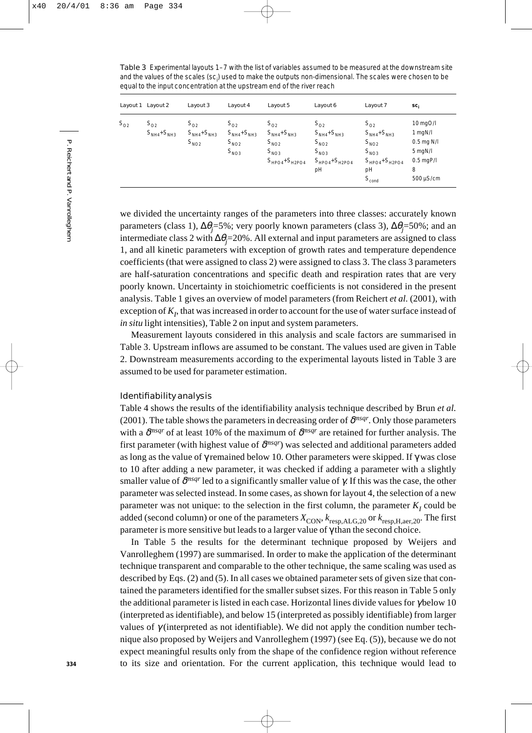**Table 3** Experimental layouts 1–7 with the list of variables assumed to be measured at the downstream site and the values of the scales ($sc_i$) used to make the outputs non-dimensional. The scales were chosen to be equal to the input concentration at the upstream end of the river reach

| Layout 1 | Layout 2 | Layout 3 | Layout 4 | Layout 5 | Layout 6 | Layout 7 | $sc_i$ |
|---|---|---|---|---|---|---|---|
| $S_{O2}$ | $S_{O2}$ | $S_{O2}$ | $S_{O2}$ | $S_{O2}$ | $S_{O2}$ | $S_{O2}$ | 10 mgO/l |
| | $S_{NH4}$+$S_{NH3}$ | $S_{NH4}$+$S_{NH3}$ | $S_{NH4}$+$S_{NH3}$ | $S_{NH4}$+$S_{NH3}$ | $S_{NH4}$+$S_{NH3}$ | $S_{NH4}$+$S_{NH3}$ | 1 mgN/l |
| | | $S_{NO2}$ | $S_{NO2}$ | $S_{NO2}$ | $S_{NO2}$ | $S_{NO2}$ | 0.5 mg N/l |
| | | | $S_{NO3}$ | $S_{NO3}$ | $S_{NO3}$ | $S_{NO3}$ | 5 mgN/l |
| | | | | $S_{HPO4}$+$S_{H2PO4}$ | $S_{HPO4}$+$S_{H2PO4}$ | $S_{HPO4}$+$S_{H2PO4}$ | 0.5 mgP/l |
| | | | | | pH | pH | 8 |
| | | | | | | $S_{cond}$ | 500 µS/cm |

we divided the uncertainty ranges of the parameters into three classes: accurately known parameters (class 1), $\Delta\theta_j$=5%; very poorly known parameters (class 3), $\Delta\theta_j$=50%; and an intermediate class 2 with $\Delta\theta_j$=20%. All external and input parameters are assigned to class 1, and all kinetic parameters with exception of growth rates and temperature dependence coefficients (that were assigned to class 2) were assigned to class 3. The class 3 parameters are half-saturation concentrations and specific death and respiration rates that are very poorly known. Uncertainty in stoichiometric coefficients is not considered in the present analysis. Table 1 gives an overview of model parameters (from Reichert *et al.* (2001), with exception of $K_I$, that was increased in order to account for the use of water surface instead of *in situ* light intensities), Table 2 on input and system parameters.

Measurement layouts considered in this analysis and scale factors are summarised in Table 3. Upstream inflows are assumed to be constant. The values used are given in Table 2. Downstream measurements according to the experimental layouts listed in Table 3 are assumed to be used for parameter estimation.

### Identifiability analysis

Table 4 shows the results of the identifiability analysis technique described by Brun *et al.* (2001). The table shows the parameters in decreasing order of $\delta^{msqr}$. Only those parameters with a $\delta^{msqr}$ of at least 10% of the maximum of $\delta^{msqr}$ are retained for further analysis. The first parameter (with highest value of $\delta^{msqr}$) was selected and additional parameters added as long as the value of $\gamma$ remained below 10. Other parameters were skipped. If $\gamma$ was close to 10 after adding a new parameter, it was checked if adding a parameter with a slightly smaller value of $\delta^{msqr}$ led to a significantly smaller value of $\gamma$. If this was the case, the other parameter was selected instead. In some cases, as shown for layout 4, the selection of a new parameter was not unique: to the selection in the first column, the parameter $K_I$ could be added (second column) or one of the parameters $X_{CON}$, $k_{resp,ALG,20}$ or $k_{resp,H,aer,20}$. The first parameter is more sensitive but leads to a larger value of $\gamma$ than the second choice.

In Table 5 the results for the determinant technique proposed by Weijers and Vanrolleghem (1997) are summarised. In order to make the application of the determinant technique transparent and comparable to the other technique, the same scaling was used as described by Eqs. (2) and (5). In all cases we obtained parameter sets of given size that contained the parameters identified for the smaller subset sizes. For this reason in Table 5 only the additional parameter is listed in each case. Horizontal lines divide values for $\gamma$ below 10 (interpreted as identifiable), and below 15 (interpreted as possibly identifiable) from larger values of $\gamma$ (interpreted as not identifiable). We did not apply the condition number technique also proposed by Weijers and Vanrolleghem (1997) (see Eq. (5)), because we do not expect meaningful results only from the shape of the confidence region without reference to its size and orientation. For the current application, this technique would lead to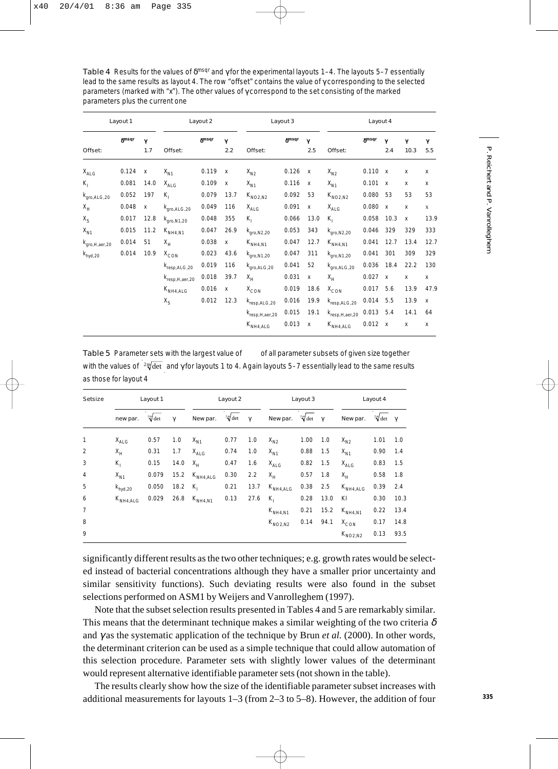Table 4 Results for the values of $\delta^{msqr}$ and $\gamma$ for the experimental layouts 1–4. The layouts 5–7 essentially lead to the same results as layout 4. The row "offset" contains the value of $\gamma$ corresponding to the selected parameters (marked with "x"). The other values of $\gamma$ correspond to the set consisting of the marked parameters plus the current one

| Layout 1 | | | Layout 2 | | | Layout 3 | | | Layout 4 | | | | |
|---|---|---|---|---|---|---|---|---|---|---|---|---|---|
| | $\delta^{msqr}$ | $\gamma$ | | $\delta^{msqr}$ | $\gamma$ | | $\delta^{msqr}$ | $\gamma$ | | $\delta^{msqr}$ | $\gamma$ | $\gamma$ | $\gamma$ |
| Offset: | | 1.7 | Offset: | | 2.2 | Offset: | | 2.5 | Offset: | | 2.4 | 10.3 | 5.5 |
| $X_{ALG}$ | 0.124 | x | $X_{N1}$ | 0.119 | x | $X_{N2}$ | 0.126 | x | $X_{N2}$ | 0.110 | x | x | x |
| $K_I$ | 0.081 | 14.0 | $X_{ALG}$ | 0.109 | x | $X_{N1}$ | 0.116 | x | $X_{N1}$ | 0.101 | x | x | x |
| $k_{gro,ALG,20}$ | 0.052 | 197 | $K_I$ | 0.079 | 13.7 | $K_{NO2,N2}$ | 0.092 | 53 | $K_{NO2,N2}$ | 0.080 | 53 | 53 | 53 |
| $X_H$ | 0.048 | x | $k_{gro,ALG,20}$ | 0.049 | 116 | $X_{ALG}$ | 0.091 | x | $X_{ALG}$ | 0.080 | x | x | x |
| $X_S$ | 0.017 | 12.8 | $k_{gro,N1,20}$ | 0.048 | 355 | $K_I$ | 0.066 | 13.0 | $K_I$ | 0.058 | 10.3 | x | 13.9 |
| $X_{N1}$ | 0.015 | 11.2 | $K_{NH4,N1}$ | 0.047 | 26.9 | $k_{gro,N2,20}$ | 0.053 | 343 | $k_{gro,N2,20}$ | 0.046 | 329 | 329 | 333 |
| $k_{gro,H,aer,20}$ | 0.014 | 51 | $X_H$ | 0.038 | x | $K_{NH4,N1}$ | 0.047 | 12.7 | $K_{NH4,N1}$ | 0.041 | 12.7 | 13.4 | 12.7 |
| $k_{hyd,20}$ | 0.014 | 10.9 | $X_{CON}$ | 0.023 | 43.6 | $k_{gro,N1,20}$ | 0.047 | 311 | $k_{gro,N1,20}$ | 0.041 | 301 | 309 | 329 |
| | | | $k_{resp,ALG,20}$ | 0.019 | 116 | $k_{gro,ALG,20}$ | 0.041 | 52 | $k_{gro,ALG,20}$ | 0.036 | 18.4 | 22.2 | 130 |
| | | | $k_{resp,H,aer,20}$ | 0.018 | 39.7 | $X_H$ | 0.031 | x | $X_H$ | 0.027 | x | x | x |
| | | | $K_{NH4,ALG}$ | 0.016 | x | $X_{CON}$ | 0.019 | 18.6 | $X_{CON}$ | 0.017 | 5.6 | 13.9 | 47.9 |
| | | | $X_S$ | 0.012 | 12.3 | $k_{resp,ALG,20}$ | 0.016 | 19.9 | $k_{resp,ALG,20}$ | 0.014 | 5.5 | 13.9 | x |
| | | | | | | $k_{resp,H,aer,20}$ | 0.015 | 19.1 | $k_{resp,H,aer,20}$ | 0.013 | 5.4 | 14.1 | 64 |
| | | | | | | $K_{NH4,ALG}$ | 0.013 | x | $K_{NH4,ALG}$ | 0.012 | x | x | x |

Table 5 Parameter sets with the largest value of of all parameter subsets of given size together with the values of $\sqrt[2m]{\det}$ and $\gamma$ for layouts 1 to 4. Again layouts 5–7 essentially lead to the same results as those for layout 4

| Setsize | Layout 1 | | | Layout 2 | | | Layout 3 | | | Layout 4 | | |
|---|---|---|---|---|---|---|---|---|---|---|---|---|
| | new par. | $\sqrt[2m]{\det}$ | $\gamma$ | New par. | $\sqrt[2m]{\det}$ | $\gamma$ | New par. | $\sqrt[2m]{\det}$ | $\gamma$ | New par. | $\sqrt[2m]{\det}$ | $\gamma$ |
| 1 | $X_{ALG}$ | 0.57 | 1.0 | $X_{N1}$ | 0.77 | 1.0 | $X_{N2}$ | 1.00 | 1.0 | $X_{N2}$ | 1.01 | 1.0 |
| 2 | $X_H$ | 0.31 | 1.7 | $X_{ALG}$ | 0.74 | 1.0 | $X_{N1}$ | 0.88 | 1.5 | $X_{N1}$ | 0.90 | 1.4 |
| 3 | $K_I$ | 0.15 | 14.0 | $X_H$ | 0.47 | 1.6 | $X_{ALG}$ | 0.82 | 1.5 | $X_{ALG}$ | 0.83 | 1.5 |
| 4 | $X_{N1}$ | 0.079 | 15.2 | $K_{NH4,ALG}$ | 0.30 | 2.2 | $X_H$ | 0.57 | 1.8 | $X_H$ | 0.58 | 1.8 |
| 5 | $k_{hyd,20}$ | 0.050 | 18.2 | $K_I$ | 0.21 | 13.7 | $K_{NH4,ALG}$ | 0.38 | 2.5 | $K_{NH4,ALG}$ | 0.39 | 2.4 |
| 6 | $K_{NH4,ALG}$ | 0.029 | 26.8 | $K_{NH4,N1}$ | 0.13 | 27.6 | $K_I$ | 0.28 | 13.0 | KI | 0.30 | 10.3 |
| 7 | | | | | | | $K_{NH4,N1}$ | 0.21 | 15.2 | $K_{NH4,N1}$ | 0.22 | 13.4 |
| 8 | | | | | | | $K_{NO2,N2}$ | 0.14 | 94.1 | $X_{CON}$ | 0.17 | 14.8 |
| 9 | | | | | | | | | | $K_{NO2,N2}$ | 0.13 | 93.5 |

significantly different results as the two other techniques; e.g. growth rates would be selected instead of bacterial concentrations although they have a smaller prior uncertainty and similar sensitivity functions). Such deviating results were also found in the subset selections performed on ASM1 by Weijers and Vanrolleghem (1997).

Note that the subset selection results presented in Tables 4 and 5 are remarkably similar. This means that the determinant technique makes a similar weighting of the two criteria $\delta$ and $\gamma$ as the systematic application of the technique by Brun *et al.* (2000). In other words, the determinant criterion can be used as a simple technique that could allow automation of this selection procedure. Parameter sets with slightly lower values of the determinant would represent alternative identifiable parameter sets (not shown in the table).

The results clearly show how the size of the identifiable parameter subset increases with additional measurements for layouts 1–3 (from 2–3 to 5–8). However, the addition of four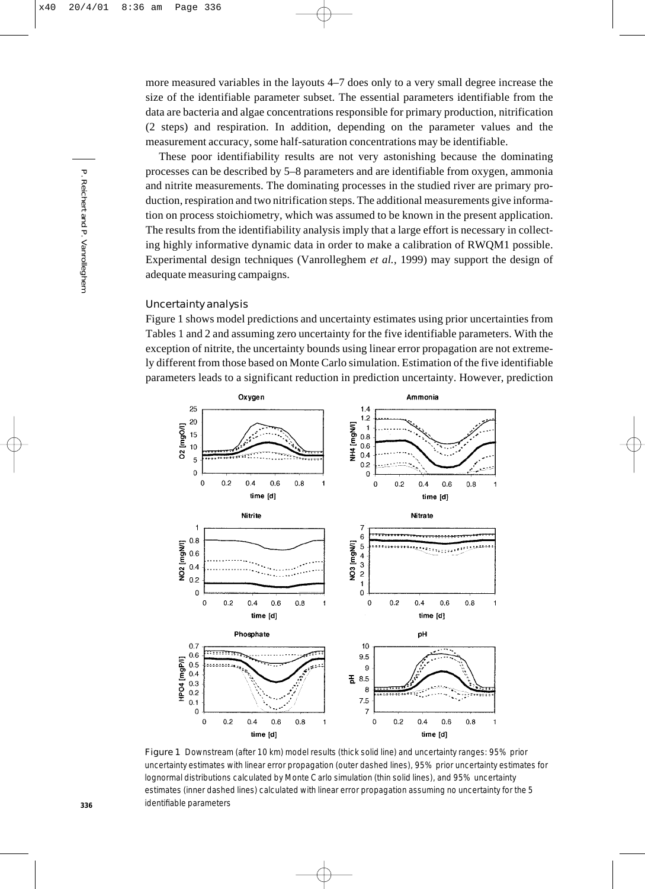more measured variables in the layouts 4–7 does only to a very small degree increase the size of the identifiable parameter subset. The essential parameters identifiable from the data are bacteria and algae concentrations responsible for primary production, nitrification (2 steps) and respiration. In addition, depending on the parameter values and the measurement accuracy, some half-saturation concentrations may be identifiable.

These poor identifiability results are not very astonishing because the dominating processes can be described by 5–8 parameters and are identifiable from oxygen, ammonia and nitrite measurements. The dominating processes in the studied river are primary production, respiration and two nitrification steps. The additional measurements give information on process stoichiometry, which was assumed to be known in the present application. The results from the identifiability analysis imply that a large effort is necessary in collecting highly informative dynamic data in order to make a calibration of RWQM1 possible. Experimental design techniques (Vanrolleghem *et al.*, 1999) may support the design of adequate measuring campaigns.

### Uncertainty analysis

Figure 1 shows model predictions and uncertainty estimates using prior uncertainties from Tables 1 and 2 and assuming zero uncertainty for the five identifiable parameters. With the exception of nitrite, the uncertainty bounds using linear error propagation are not extremely different from those based on Monte Carlo simulation. Estimation of the five identifiable parameters leads to a significant reduction in prediction uncertainty. However, prediction

**Figure 1** Downstream (after 10 km) model results (thick solid line) and uncertainty ranges: 95% prior uncertainty estimates with linear error propagation (outer dashed lines), 95% prior uncertainty estimates for lognormal distributions calculated by Monte Carlo simulation (thin solid lines), and 95% uncertainty estimates (inner dashed lines) calculated with linear error propagation assuming no uncertainty for the 5 identifiable parameters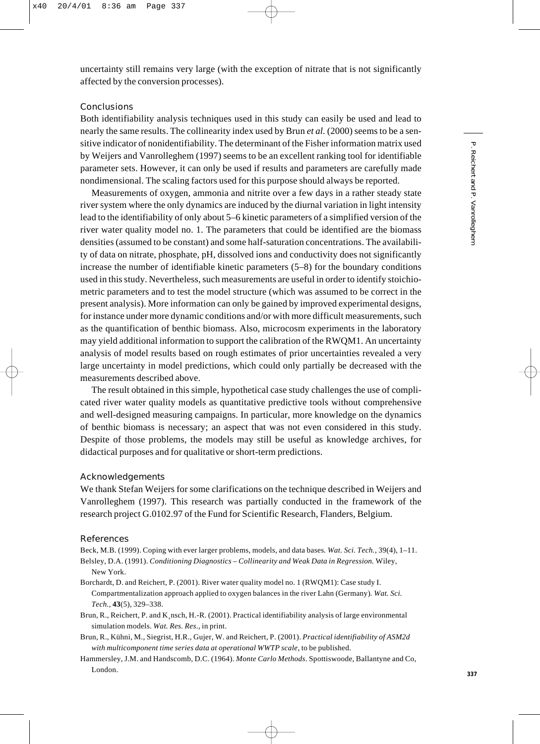uncertainty still remains very large (with the exception of nitrate that is not significantly affected by the conversion processes).

## Conclusions

Both identifiability analysis techniques used in this study can easily be used and lead to nearly the same results. The collinearity index used by Brun *et al.* (2000) seems to be a sensitive indicator of nonidentifiability. The determinant of the Fisher information matrix used by Weijers and Vanrolleghem (1997) seems to be an excellent ranking tool for identifiable parameter sets. However, it can only be used if results and parameters are carefully made nondimensional. The scaling factors used for this purpose should always be reported.

Measurements of oxygen, ammonia and nitrite over a few days in a rather steady state river system where the only dynamics are induced by the diurnal variation in light intensity lead to the identifiability of only about 5–6 kinetic parameters of a simplified version of the river water quality model no. 1. The parameters that could be identified are the biomass densities (assumed to be constant) and some half-saturation concentrations. The availability of data on nitrate, phosphate, pH, dissolved ions and conductivity does not significantly increase the number of identifiable kinetic parameters (5–8) for the boundary conditions used in this study. Nevertheless, such measurements are useful in order to identify stoichiometric parameters and to test the model structure (which was assumed to be correct in the present analysis). More information can only be gained by improved experimental designs, for instance under more dynamic conditions and/or with more difficult measurements, such as the quantification of benthic biomass. Also, microcosm experiments in the laboratory may yield additional information to support the calibration of the RWQM1. An uncertainty analysis of model results based on rough estimates of prior uncertainties revealed a very large uncertainty in model predictions, which could only partially be decreased with the measurements described above.

The result obtained in this simple, hypothetical case study challenges the use of complicated river water quality models as quantitative predictive tools without comprehensive and well-designed measuring campaigns. In particular, more knowledge on the dynamics of benthic biomass is necessary; an aspect that was not even considered in this study. Despite of those problems, the models may still be useful as knowledge archives, for didactical purposes and for qualitative or short-term predictions.

## Acknowledgements

We thank Stefan Weijers for some clarifications on the technique described in Weijers and Vanrolleghem (1997). This research was partially conducted in the framework of the research project G.0102.97 of the Fund for Scientific Research, Flanders, Belgium.

## References

Beck, M.B. (1999). Coping with ever larger problems, models, and data bases. *Wat. Sci. Tech.*, 39(4), 1–11.

Belsley, D.A. (1991). *Conditioning Diagnostics – Collinearity and Weak Data in Regression.* Wiley, New York.

Borchardt, D. and Reichert, P. (2001). River water quality model no. 1 (RWQM1): Case study I. Compartmentalization approach applied to oxygen balances in the river Lahn (Germany). *Wat. Sci. Tech.*, **43**(5), 329–338.

Brun, R., Reichert, P. and K¸nsch, H.-R. (2001). Practical identifiability analysis of large environmental simulation models. *Wat. Res. Res.*, in print.

Brun, R., Kühni, M., Siegrist, H.R., Gujer, W. and Reichert, P. (2001). *Practical identifiability of ASM2d with multicomponent time series data at operational WWTP scale*, to be published.

Hammersley, J.M. and Handscomb, D.C. (1964). *Monte Carlo Methods*. Spottiswoode, Ballantyne and Co, London.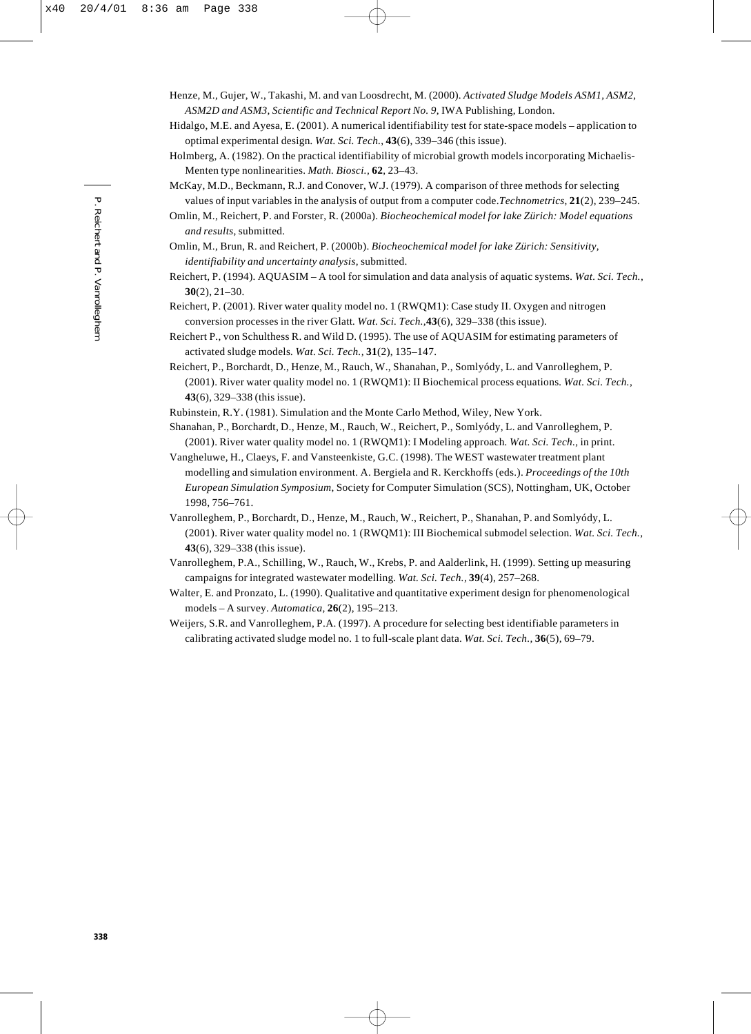Henze, M., Gujer, W., Takashi, M. and van Loosdrecht, M. (2000). *Activated Sludge Models ASM1, ASM2, ASM2D and ASM3, Scientific and Technical Report No. 9*, IWA Publishing, London.

Hidalgo, M.E. and Ayesa, E. (2001). A numerical identifiability test for state-space models – application to optimal experimental design. *Wat. Sci. Tech.*, **43**(6), 339–346 (this issue).

Holmberg, A. (1982). On the practical identifiability of microbial growth models incorporating Michaelis-Menten type nonlinearities. *Math. Biosci.*, **62**, 23–43.

McKay, M.D., Beckmann, R.J. and Conover, W.J. (1979). A comparison of three methods for selecting values of input variables in the analysis of output from a computer code.*Technometrics*, **21**(2), 239–245.

Omlin, M., Reichert, P. and Forster, R. (2000a). *Biocheochemical model for lake Zürich: Model equations and results*, submitted.

Omlin, M., Brun, R. and Reichert, P. (2000b). *Biocheochemical model for lake Zürich: Sensitivity, identifiability and uncertainty analysis*, submitted.

Reichert, P. (1994). AQUASIM – A tool for simulation and data analysis of aquatic systems. *Wat. Sci. Tech.*, **30**(2), 21–30.

Reichert, P. (2001). River water quality model no. 1 (RWQM1): Case study II. Oxygen and nitrogen conversion processes in the river Glatt. *Wat. Sci. Tech.*,**43**(6), 329–338 (this issue).

Reichert P., von Schulthess R. and Wild D. (1995). The use of AQUASIM for estimating parameters of activated sludge models. *Wat. Sci. Tech.*, **31**(2), 135–147.

Reichert, P., Borchardt, D., Henze, M., Rauch, W., Shanahan, P., Somlyódy, L. and Vanrolleghem, P. (2001). River water quality model no. 1 (RWQM1): II Biochemical process equations. *Wat. Sci. Tech.*, **43**(6), 329–338 (this issue).

Rubinstein, R.Y. (1981). Simulation and the Monte Carlo Method, Wiley, New York.

Shanahan, P., Borchardt, D., Henze, M., Rauch, W., Reichert, P., Somlyódy, L. and Vanrolleghem, P. (2001). River water quality model no. 1 (RWQM1): I Modeling approach. *Wat. Sci. Tech.*, in print.

Vangheluwe, H., Claeys, F. and Vansteenkiste, G.C. (1998). The WEST wastewater treatment plant modelling and simulation environment. A. Bergiela and R. Kerckhoffs (eds.). *Proceedings of the 10th European Simulation Symposium*, Society for Computer Simulation (SCS), Nottingham, UK, October 1998, 756–761.

Vanrolleghem, P., Borchardt, D., Henze, M., Rauch, W., Reichert, P., Shanahan, P. and Somlyódy, L. (2001). River water quality model no. 1 (RWQM1): III Biochemical submodel selection. *Wat. Sci. Tech.*, **43**(6), 329–338 (this issue).

Vanrolleghem, P.A., Schilling, W., Rauch, W., Krebs, P. and Aalderlink, H. (1999). Setting up measuring campaigns for integrated wastewater modelling. *Wat. Sci. Tech.*, **39**(4), 257–268.

Walter, E. and Pronzato, L. (1990). Qualitative and quantitative experiment design for phenomenological models – A survey. *Automatica*, **26**(2), 195–213.

Weijers, S.R. and Vanrolleghem, P.A. (1997). A procedure for selecting best identifiable parameters in calibrating activated sludge model no. 1 to full-scale plant data. *Wat. Sci. Tech.*, **36**(5), 69–79.